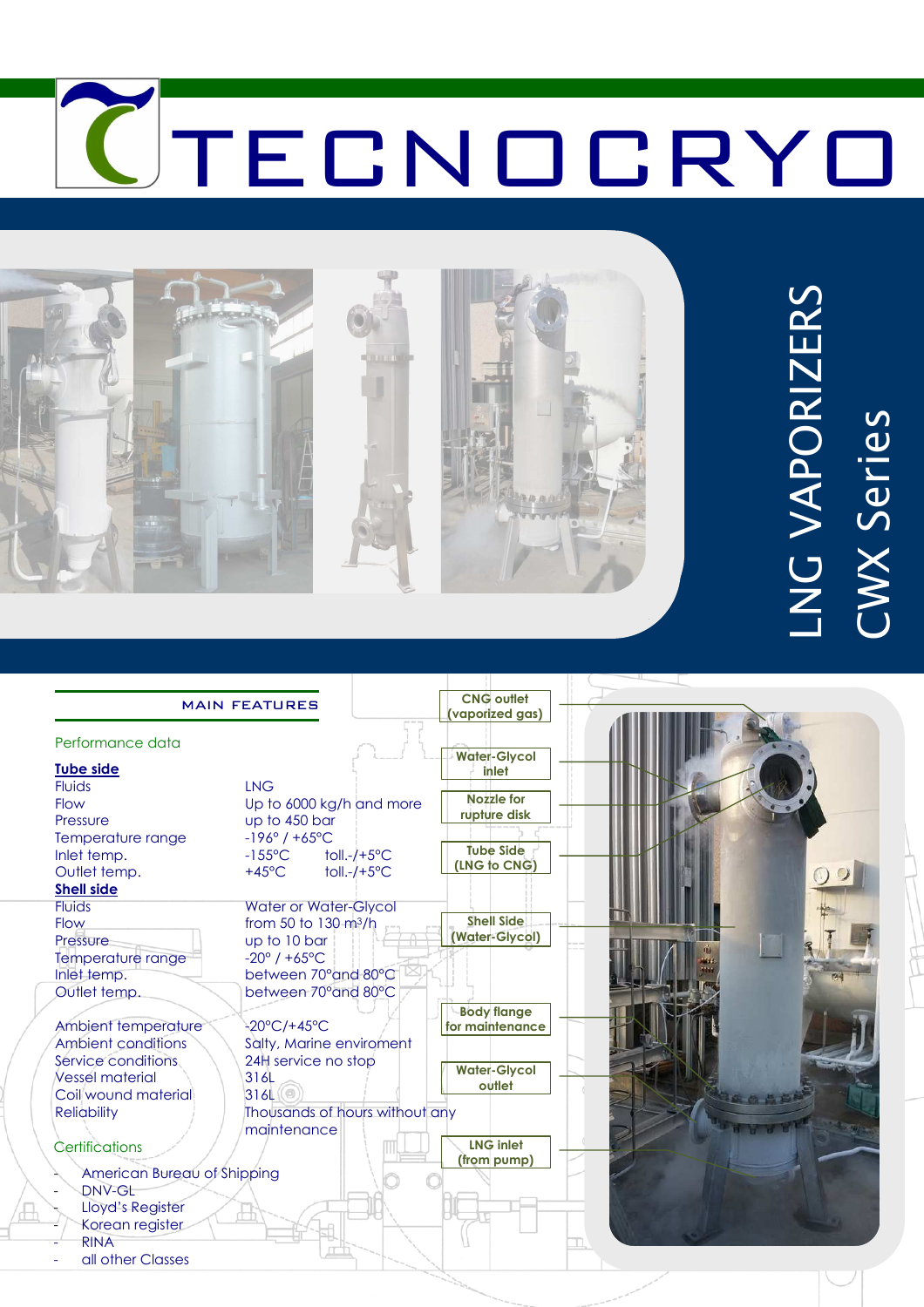# TECNOCRYO

## LNG VAPORIZERS

## CWX Series

### MAIN FEATURES

Performance data

**Tube side**

| | |
|---|---|
| Fluids | LNG |
| Flow | Up to 6000 kg/h and more |
| Pressure | up to 450 bar |
| Temperature range | -196° / +65°C |
| Inlet temp. | -155°C toll.-/+5°C |
| Outlet temp. | +45°C toll.-/+5°C |

**Shell side**

| | |
|---|---|
| Fluids | Water or Water-Glycol |
| Flow | from 50 to 130 m³/h |
| Pressure | up to 10 bar |
| Temperature range | -20° / +65°C |
| Inlet temp. | between 70°and 80°C |
| Outlet temp. | between 70°and 80°C |

| | |
|---|---|
| Ambient temperature | -20°C/+45°C |
| Ambient conditions | Salty, Marine enviroment |
| Service conditions | 24H service no stop |
| Vessel material | 316L |
| Coil wound material | 316L |
| Reliability | Thousands of hours without any maintenance |

Certifications

- American Bureau of Shipping
- DNV-GL
- Lloyd's Register
- Korean register
- RINA
- all other Classes

- CNG outlet (vaporized gas)
- Water-Glycol inlet
- Nozzle for rupture disk
- Tube Side (LNG to CNG)
- Shell Side (Water-Glycol)
- Body flange for maintenance
- Water-Glycol outlet
- LNG inlet (from pump)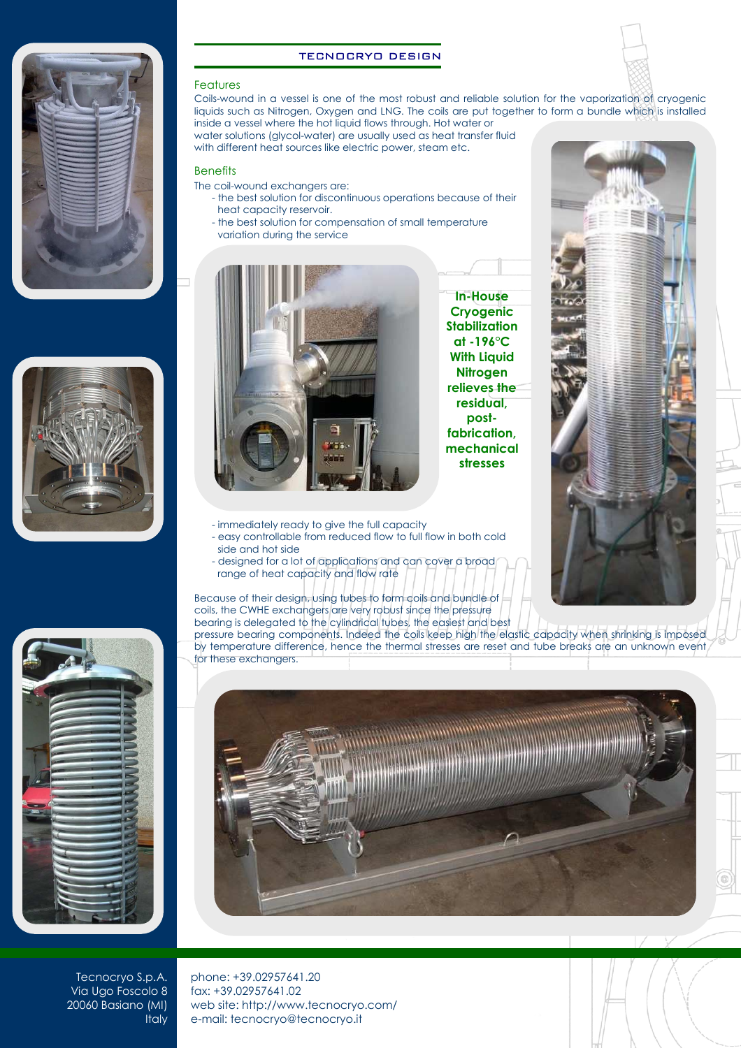## TECNOCRYO DESIGN

### Features

Coils-wound in a vessel is one of the most robust and reliable solution for the vaporization of cryogenic liquids such as Nitrogen, Oxygen and LNG. The coils are put together to form a bundle which is installed inside a vessel where the hot liquid flows through. Hot water or water solutions (glycol-water) are usually used as heat transfer fluid with different heat sources like electric power, steam etc.

### Benefits

The coil-wound exchangers are:

- the best solution for discontinuous operations because of their heat capacity reservoir.
- the best solution for compensation of small temperature variation during the service

**In-House Cryogenic Stabilization at -196°C With Liquid Nitrogen relieves the residual, post-fabrication, mechanical stresses**

- immediately ready to give the full capacity
- easy controllable from reduced flow to full flow in both cold side and hot side
- designed for a lot of applications and can cover a broad range of heat capacity and flow rate

Because of their design, using tubes to form coils and bundle of coils, the CWHE exchangers are very robust since the pressure bearing is delegated to the cylindrical tubes, the easiest and best pressure bearing components. Indeed the coils keep high the elastic capacity when shrinking is imposed by temperature difference, hence the thermal stresses are reset and tube breaks are an unknown event for these exchangers.

Tecnocryo S.p.A.
Via Ugo Foscolo 8
20060 Basiano (MI)
Italy

phone: +39.02957641.20
fax: +39.02957641.02
web site: http://www.tecnocryo.com/
e-mail: tecnocryo@tecnocryo.it